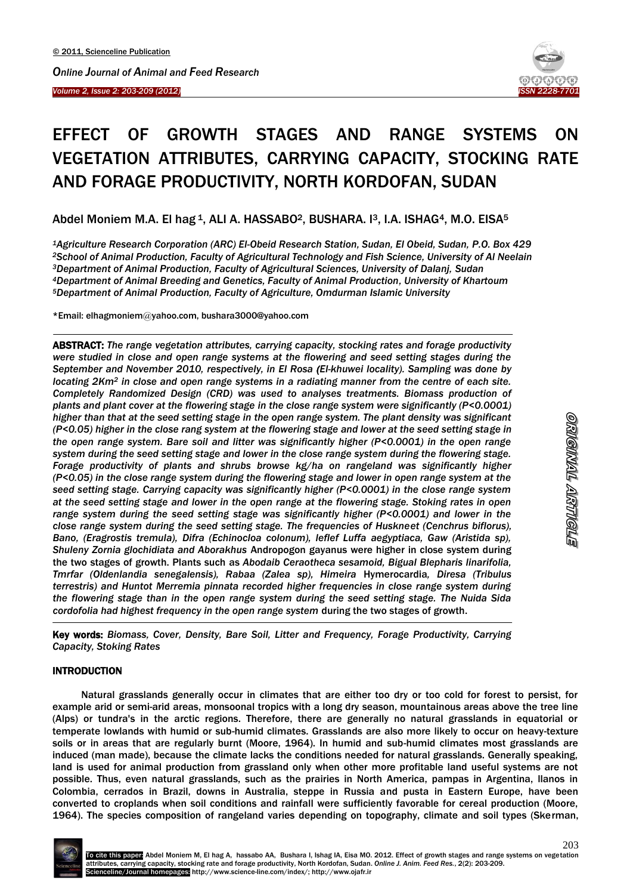# EFFECT OF GROWTH STAGES AND RANGE SYSTEMS ON VEGETATION ATTRIBUTES, CARRYING CAPACITY, STOCKING RATE AND FORAGE PRODUCTIVITY, NORTH KORDOFAN, SUDAN

Abdel Moniem M.A. El hag [1], ALI A. HASSABO[2], BUSHARA. I[3], I.A. ISHAG[4], M.O. EISA[5]

[1]*Agriculture Research Corporation (ARC) El-Obeid Research Station, Sudan, El Obeid, Sudan, P.O. Box 429*
[2]*School of Animal Production, Faculty of Agricultural Technology and Fish Science, University of Al Neelain*
[3]*Department of Animal Production, Faculty of Agricultural Sciences, University of Dalanj, Sudan*
[4]*Department of Animal Breeding and Genetics, Faculty of Animal Production, University of Khartoum*
[5]*Department of Animal Production, Faculty of Agriculture, Omdurman Islamic University*

*Email: elhagmoniem@yahoo.com, bushara3000@yahoo.com

**ABSTRACT:** *The range vegetation attributes, carrying capacity, stocking rates and forage productivity were studied in close and open range systems at the flowering and seed setting stages during the September and November 2010, respectively, in El Rosa (El-khuwei locality). Sampling was done by locating 2Km² in close and open range systems in a radiating manner from the centre of each site. Completely Randomized Design (CRD) was used to analyses treatments. Biomass production of plants and plant cover at the flowering stage in the close range system were significantly (P<0.0001) higher than that at the seed setting stage in the open range system. The plant density was significant (P<0.05) higher in the close rang system at the flowering stage and lower at the seed setting stage in the open range system. Bare soil and litter was significantly higher (P<0.0001) in the open range system during the seed setting stage and lower in the close range system during the flowering stage. Forage productivity of plants and shrubs browse kg/ha on rangeland was significantly higher (P<0.05) in the close range system during the flowering stage and lower in open range system at the seed setting stage. Carrying capacity was significantly higher (P<0.0001) in the close range system at the seed setting stage and lower in the open range at the flowering stage. Stoking rates in open range system during the seed setting stage was significantly higher (P<0.0001) and lower in the close range system during the seed setting stage. The frequencies of Huskneet (Cenchrus biflorus), Bano, (Eragrostis tremula), Difra (Echinocloa colonum), Ieflef Luffa aegyptiaca, Gaw (Aristida sp), Shuleny Zornia glochidiata and Aborakhus* Andropogon gayanus *were higher in close system during the two stages of growth. Plants such as Abodaib Ceraotheca sesamoid, Bigual Blepharis linarifolia, Tmrfar (Oldenlandia senegalensis), Rabaa (Zalea sp), Himeira* Hymerocardia*, Diresa (Tribulus terrestris) and Huntot Merremia pinnata recorded higher frequencies in close range system during the flowering stage than in the open range system during the seed setting stage. The Nuida Sida cordofolia had highest frequency in the open range system* during the two stages of growth.

**Key words:** *Biomass, Cover, Density, Bare Soil, Litter and Frequency, Forage Productivity, Carrying Capacity, Stoking Rates*

ORIGINAL ARTICLE

## INTRODUCTION

Natural grasslands generally occur in climates that are either too dry or too cold for forest to persist, for example arid or semi-arid areas, monsoonal tropics with a long dry season, mountainous areas above the tree line (Alps) or tundra's in the arctic regions. Therefore, there are generally no natural grasslands in equatorial or temperate lowlands with humid or sub-humid climates. Grasslands are also more likely to occur on heavy-texture soils or in areas that are regularly burnt (Moore, 1964). In humid and sub-humid climates most grasslands are induced (man made), because the climate lacks the conditions needed for natural grasslands. Generally speaking, land is used for animal production from grassland only when other more profitable land useful systems are not possible. Thus, even natural grasslands, such as the prairies in North America, pampas in Argentina, llanos in Colombia, cerrados in Brazil, downs in Australia, steppe in Russia and pusta in Eastern Europe, have been converted to croplands when soil conditions and rainfall were sufficiently favorable for cereal production (Moore, 1964). The species composition of rangeland varies depending on topography, climate and soil types (Skerman,

**To cite this paper:** Abdel Moniem M, El hag A, hassabo AA, Bushara I, Ishag IA, Eisa MO. 2012. Effect of growth stages and range systems on vegetation attributes, carrying capacity, stocking rate and forage productivity, North Kordofan, Sudan. *Online J. Anim. Feed Res.*, 2(2): 203-209.
Scienceline/Journal homepages: http://www.science-line.com/index/; http://www.ojafr.ir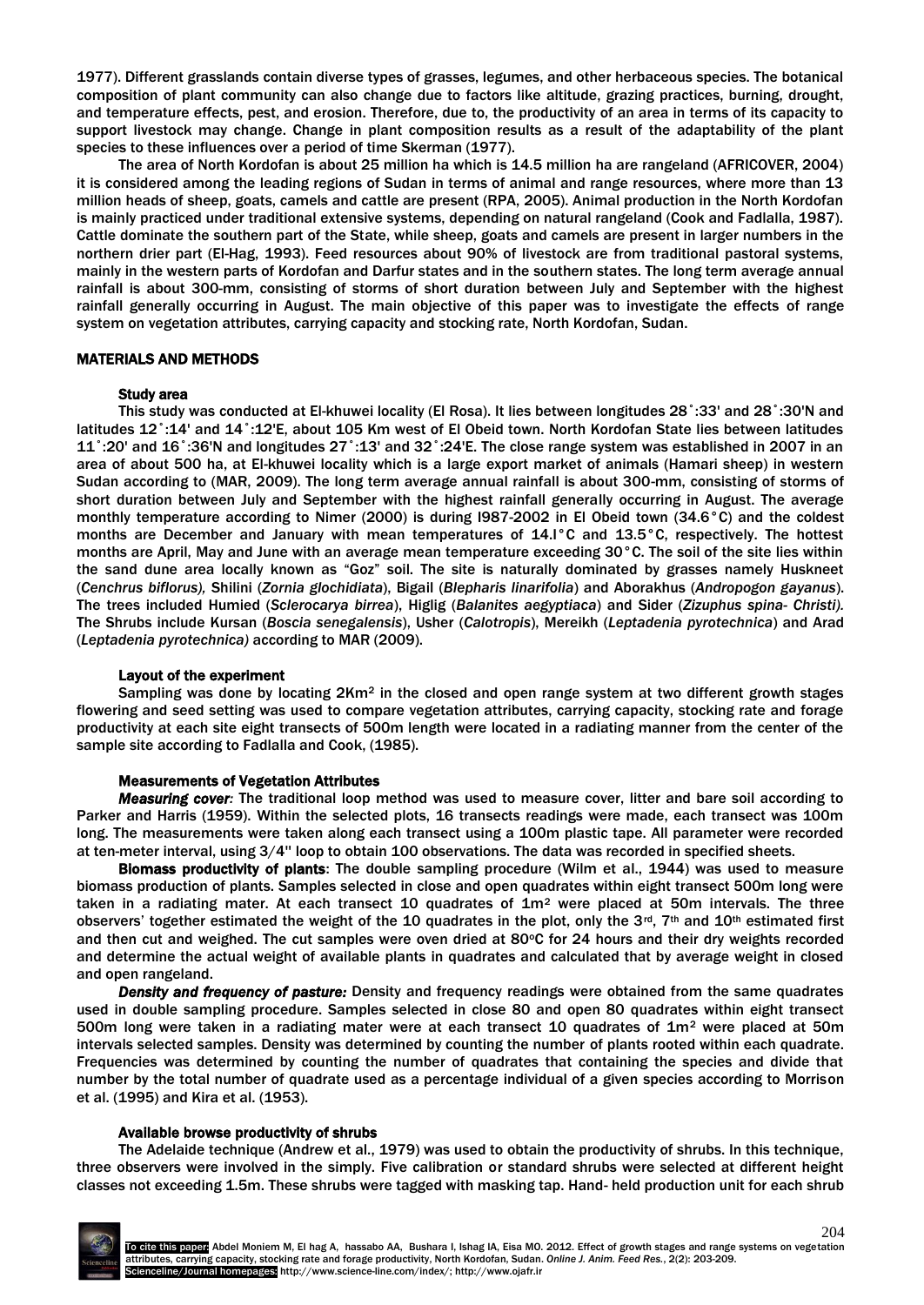1977). Different grasslands contain diverse types of grasses, legumes, and other herbaceous species. The botanical composition of plant community can also change due to factors like altitude, grazing practices, burning, drought, and temperature effects, pest, and erosion. Therefore, due to, the productivity of an area in terms of its capacity to support livestock may change. Change in plant composition results as a result of the adaptability of the plant species to these influences over a period of time Skerman (1977).

The area of North Kordofan is about 25 million ha which is 14.5 million ha are rangeland (AFRICOVER, 2004) it is considered among the leading regions of Sudan in terms of animal and range resources, where more than 13 million heads of sheep, goats, camels and cattle are present (RPA, 2005). Animal production in the North Kordofan is mainly practiced under traditional extensive systems, depending on natural rangeland (Cook and Fadlalla, 1987). Cattle dominate the southern part of the State, while sheep, goats and camels are present in larger numbers in the northern drier part (El-Hag, 1993). Feed resources about 90% of livestock are from traditional pastoral systems, mainly in the western parts of Kordofan and Darfur states and in the southern states. The long term average annual rainfall is about 300-mm, consisting of storms of short duration between July and September with the highest rainfall generally occurring in August. The main objective of this paper was to investigate the effects of range system on vegetation attributes, carrying capacity and stocking rate, North Kordofan, Sudan.

## MATERIALS AND METHODS

### Study area

This study was conducted at El-khuwei locality (El Rosa). It lies between longitudes 28˚:33' and 28˚:30'N and latitudes 12˚:14' and 14˚:12'E, about 105 Km west of El Obeid town. North Kordofan State lies between latitudes 11˚:20' and 16˚:36'N and longitudes 27˚:13' and 32˚:24'E. The close range system was established in 2007 in an area of about 500 ha, at El-khuwei locality which is a large export market of animals (Hamari sheep) in western Sudan according to (MAR, 2009). The long term average annual rainfall is about 300-mm, consisting of storms of short duration between July and September with the highest rainfall generally occurring in August. The average monthly temperature according to Nimer (2000) is during I987-2002 in El Obeid town (34.6°C) and the coldest months are December and January with mean temperatures of 14.I°C and 13.5°C, respectively. The hottest months are April, May and June with an average mean temperature exceeding 30°C. The soil of the site lies within the sand dune area locally known as "Goz" soil. The site is naturally dominated by grasses namely Huskneet (*Cenchrus biflorus),* Shilini (*Zornia glochidiata*), Bigail (*Blepharis linarifolia*) and Aborakhus (*Andropogon gayanus*). The trees included Humied (*Sclerocarya birrea*), Higlig (*Balanites aegyptiaca*) and Sider (*Zizuphus spina- Christi).* The Shrubs include Kursan (*Boscia senegalensis*), Usher (*Calotropis*), Mereikh (*Leptadenia pyrotechnica*) and Arad (*Leptadenia pyrotechnica)* according to MAR (2009).

### Layout of the experiment

Sampling was done by locating 2Km$^2$ in the closed and open range system at two different growth stages flowering and seed setting was used to compare vegetation attributes, carrying capacity, stocking rate and forage productivity at each site eight transects of 500m length were located in a radiating manner from the center of the sample site according to Fadlalla and Cook, (1985).

### Measurements of Vegetation Attributes

***Measuring cover:*** The traditional loop method was used to measure cover, litter and bare soil according to Parker and Harris (1959). Within the selected plots, 16 transects readings were made, each transect was 100m long. The measurements were taken along each transect using a 100m plastic tape. All parameter were recorded at ten-meter interval, using 3/4" loop to obtain 100 observations. The data was recorded in specified sheets.

**Biomass productivity of plants**: The double sampling procedure (Wilm et al., 1944) was used to measure biomass production of plants. Samples selected in close and open quadrates within eight transect 500m long were taken in a radiating mater. At each transect 10 quadrates of 1m$^2$ were placed at 50m intervals. The three observers' together estimated the weight of the 10 quadrates in the plot, only the 3rd, 7th and 10th estimated first and then cut and weighed. The cut samples were oven dried at 80$^o$C for 24 hours and their dry weights recorded and determine the actual weight of available plants in quadrates and calculated that by average weight in closed and open rangeland.

***Density and frequency of pasture:*** Density and frequency readings were obtained from the same quadrates used in double sampling procedure. Samples selected in close 80 and open 80 quadrates within eight transect 500m long were taken in a radiating mater were at each transect 10 quadrates of 1m$^2$ were placed at 50m intervals selected samples. Density was determined by counting the number of plants rooted within each quadrate. Frequencies was determined by counting the number of quadrates that containing the species and divide that number by the total number of quadrate used as a percentage individual of a given species according to Morrison et al. (1995) and Kira et al. (1953).

### Available browse productivity of shrubs

The Adelaide technique (Andrew et al., 1979) was used to obtain the productivity of shrubs. In this technique, three observers were involved in the simply. Five calibration or standard shrubs were selected at different height classes not exceeding 1.5m. These shrubs were tagged with masking tap. Hand- held production unit for each shrub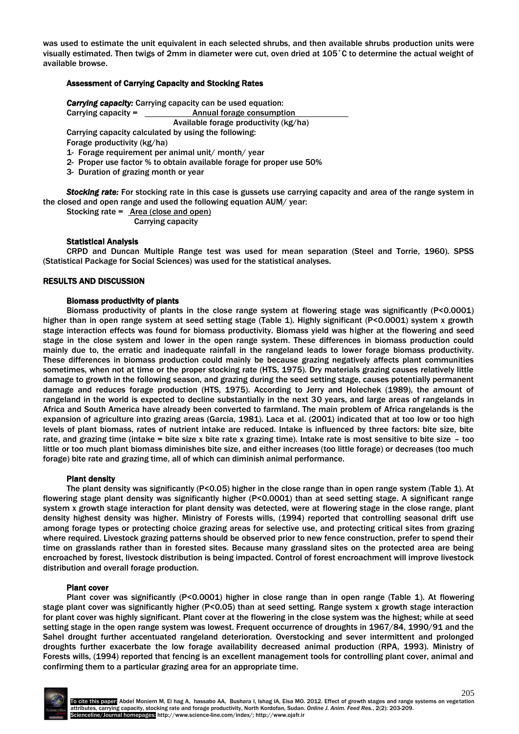was used to estimate the unit equivalent in each selected shrubs, and then available shrubs production units were visually estimated. Then twigs of 2mm in diameter were cut, oven dried at 105˚C to determine the actual weight of available browse.

### Assessment of Carrying Capacity and Stocking Rates

***Carrying capacity:*** Carrying capacity can be used equation:

$$\text{Carrying capacity} = \frac{\text{Annual forage consumption}}{\text{Available forage productivity (kg/ha)}}$$

Carrying capacity calculated by using the following:
Forage productivity (kg/ha)

1- Forage requirement per animal unit/ month/ year
2- Proper use factor % to obtain available forage for proper use 50%
3- Duration of grazing month or year

***Stocking rate:*** For stocking rate in this case is gussets use carrying capacity and area of the range system in the closed and open range and used the following equation AUM/ year:

$$\text{Stocking rate} = \frac{\text{Area (close and open)}}{\text{Carrying capacity}}$$

### Statistical Analysis

CRPD and Duncan Multiple Range test was used for mean separation (Steel and Torrie, 1960). SPSS (Statistical Package for Social Sciences) was used for the statistical analyses.

## RESULTS AND DISCUSSION

### Biomass productivity of plants

Biomass productivity of plants in the close range system at flowering stage was significantly ($P<0.0001$) higher than in open range system at seed setting stage (Table 1). Highly significant ($P<0.0001$) system x growth stage interaction effects was found for biomass productivity. Biomass yield was higher at the flowering and seed stage in the close system and lower in the open range system. These differences in biomass production could mainly due to, the erratic and inadequate rainfall in the rangeland leads to lower forage biomass productivity. These differences in biomass production could mainly be because grazing negatively affects plant communities sometimes, when not at time or the proper stocking rate (HTS, 1975). Dry materials grazing causes relatively little damage to growth in the following season, and grazing during the seed setting stage, causes potentially permanent damage and reduces forage production (HTS, 1975). According to Jerry and Holechek (1989), the amount of rangeland in the world is expected to decline substantially in the next 30 years, and large areas of rangelands in Africa and South America have already been converted to farmland. The main problem of Africa rangelands is the expansion of agriculture into grazing areas (Garcia, 1981). Laca et al. (2001) indicated that at too low or too high levels of plant biomass, rates of nutrient intake are reduced. Intake is influenced by three factors: bite size, bite rate, and grazing time (intake = bite size x bite rate x grazing time). Intake rate is most sensitive to bite size – too little or too much plant biomass diminishes bite size, and either increases (too little forage) or decreases (too much forage) bite rate and grazing time, all of which can diminish animal performance.

### Plant density

The plant density was significantly ($P<0.05$) higher in the close range than in open range system (Table 1). At flowering stage plant density was significantly higher ($P<0.0001$) than at seed setting stage. A significant range system x growth stage interaction for plant density was detected, were at flowering stage in the close range, plant density highest density was higher. Ministry of Forests wills, (1994) reported that controlling seasonal drift use among forage types or protecting choice grazing areas for selective use, and protecting critical sites from grazing where required. Livestock grazing patterns should be observed prior to new fence construction, prefer to spend their time on grasslands rather than in forested sites. Because many grassland sites on the protected area are being encroached by forest, livestock distribution is being impacted. Control of forest encroachment will improve livestock distribution and overall forage production.

### Plant cover

Plant cover was significantly ($P<0.0001$) higher in close range than in open range (Table 1). At flowering stage plant cover was significantly higher ($P<0.05$) than at seed setting. Range system x growth stage interaction for plant cover was highly significant. Plant cover at the flowering in the close system was the highest; while at seed setting stage in the open range system was lowest. Frequent occurrence of droughts in 1967/84, 1990/91 and the Sahel drought further accentuated rangeland deterioration. Overstocking and sever intermittent and prolonged droughts further exacerbate the low forage availability decreased animal production (RPA, 1993). Ministry of Forests wills, (1994) reported that fencing is an excellent management tools for controlling plant cover, animal and confirming them to a particular grazing area for an appropriate time.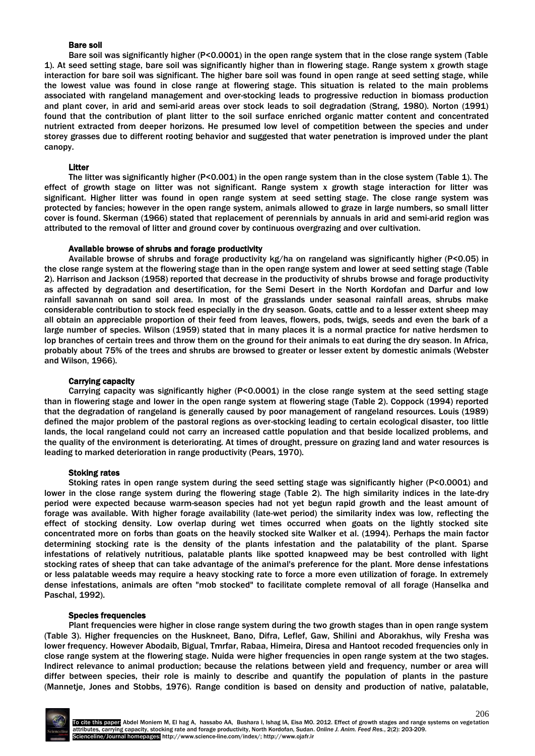### Bare soil

Bare soil was significantly higher (P<0.0001) in the open range system that in the close range system (Table 1). At seed setting stage, bare soil was significantly higher than in flowering stage. Range system x growth stage interaction for bare soil was significant. The higher bare soil was found in open range at seed setting stage, while the lowest value was found in close range at flowering stage. This situation is related to the main problems associated with rangeland management and over-stocking leads to progressive reduction in biomass production and plant cover, in arid and semi-arid areas over stock leads to soil degradation (Strang, 1980). Norton (1991) found that the contribution of plant litter to the soil surface enriched organic matter content and concentrated nutrient extracted from deeper horizons. He presumed low level of competition between the species and under storey grasses due to different rooting behavior and suggested that water penetration is improved under the plant canopy.

### Litter

The litter was significantly higher (P<0.001) in the open range system than in the close system (Table 1). The effect of growth stage on litter was not significant. Range system x growth stage interaction for litter was significant. Higher litter was found in open range system at seed setting stage. The close range system was protected by fancies; however in the open range system, animals allowed to graze in large numbers, so small litter cover is found. Skerman (1966) stated that replacement of perennials by annuals in arid and semi-arid region was attributed to the removal of litter and ground cover by continuous overgrazing and over cultivation.

### Available browse of shrubs and forage productivity

Available browse of shrubs and forage productivity kg/ha on rangeland was significantly higher (P<0.05) in the close range system at the flowering stage than in the open range system and lower at seed setting stage (Table 2). Harrison and Jackson (1958) reported that decrease in the productivity of shrubs browse and forage productivity as affected by degradation and desertification, for the Semi Desert in the North Kordofan and Darfur and low rainfall savannah on sand soil area. In most of the grasslands under seasonal rainfall areas, shrubs make considerable contribution to stock feed especially in the dry season. Goats, cattle and to a lesser extent sheep may all obtain an appreciable proportion of their feed from leaves, flowers, pods, twigs, seeds and even the bark of a large number of species. Wilson (1959) stated that in many places it is a normal practice for native herdsmen to lop branches of certain trees and throw them on the ground for their animals to eat during the dry season. In Africa, probably about 75% of the trees and shrubs are browsed to greater or lesser extent by domestic animals (Webster and Wilson, 1966).

### Carrying capacity

Carrying capacity was significantly higher (P<0.0001) in the close range system at the seed setting stage than in flowering stage and lower in the open range system at flowering stage (Table 2). Coppock (1994) reported that the degradation of rangeland is generally caused by poor management of rangeland resources. Louis (1989) defined the major problem of the pastoral regions as over-stocking leading to certain ecological disaster, too little lands, the local rangeland could not carry an increased cattle population and that beside localized problems, and the quality of the environment is deteriorating. At times of drought, pressure on grazing land and water resources is leading to marked deterioration in range productivity (Pears, 1970).

### Stoking rates

Stoking rates in open range system during the seed setting stage was significantly higher (P<0.0001) and lower in the close range system during the flowering stage (Table 2). The high similarity indices in the late-dry period were expected because warm-season species had not yet begun rapid growth and the least amount of forage was available. With higher forage availability (late-wet period) the similarity index was low, reflecting the effect of stocking density. Low overlap during wet times occurred when goats on the lightly stocked site concentrated more on forbs than goats on the heavily stocked site Walker et al. (1994). Perhaps the main factor determining stocking rate is the density of the plants infestation and the palatability of the plant. Sparse infestations of relatively nutritious, palatable plants like spotted knapweed may be best controlled with light stocking rates of sheep that can take advantage of the animal's preference for the plant. More dense infestations or less palatable weeds may require a heavy stocking rate to force a more even utilization of forage. In extremely dense infestations, animals are often "mob stocked" to facilitate complete removal of all forage (Hanselka and Paschal, 1992).

### Species frequencies

Plant frequencies were higher in close range system during the two growth stages than in open range system (Table 3). Higher frequencies on the Huskneet, Bano, Difra, Leflef, Gaw, Shilini and Aborakhus, wily Fresha was lower frequency. However Abodaib, Bigual, Tmrfar, Rabaa, Himeira, Diresa and Hantoot recoded frequencies only in close range system at the flowering stage. Nuida were higher frequencies in open range system at the two stages. Indirect relevance to animal production; because the relations between yield and frequency, number or area will differ between species, their role is mainly to describe and quantify the population of plants in the pasture (Mannetje, Jones and Stobbs, 1976). Range condition is based on density and production of native, palatable,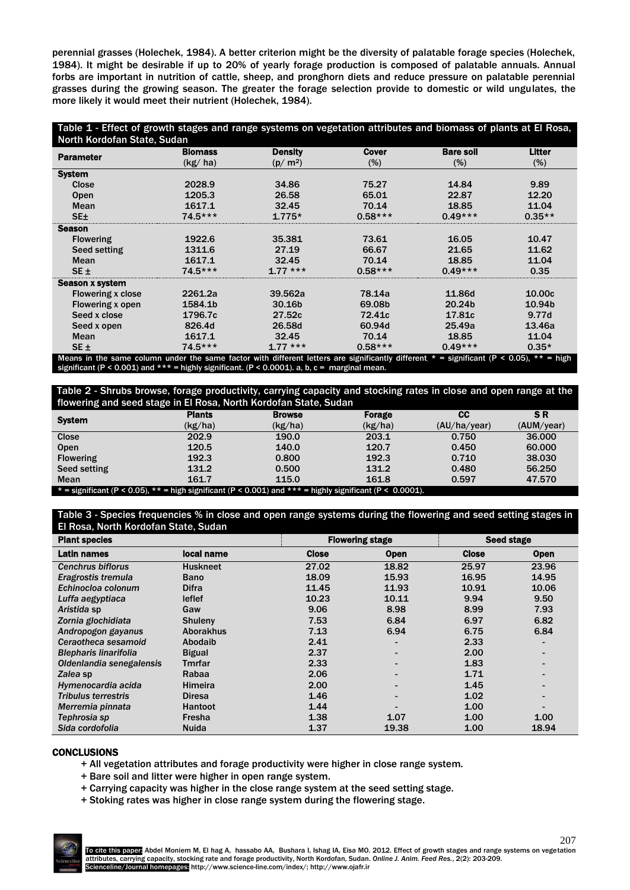perennial grasses (Holechek, 1984). A better criterion might be the diversity of palatable forage species (Holechek, 1984). It might be desirable if up to 20% of yearly forage production is composed of palatable annuals. Annual forbs are important in nutrition of cattle, sheep, and pronghorn diets and reduce pressure on palatable perennial grasses during the growing season. The greater the forage selection provide to domestic or wild ungulates, the more likely it would meet their nutrient (Holechek, 1984).

Table 1 - Effect of growth stages and range systems on vegetation attributes and biomass of plants at El Rosa, North Kordofan State, Sudan

| Parameter | Biomass (kg/ ha) | Density (p/ m²) | Cover (%) | Bare soil (%) | Litter (%) |
|---|---|---|---|---|---|
| **System** | | | | | |
| Close | 2028.9 | 34.86 | 75.27 | 14.84 | 9.89 |
| Open | 1205.3 | 26.58 | 65.01 | 22.87 | 12.20 |
| Mean | 1617.1 | 32.45 | 70.14 | 18.85 | 11.04 |
| SE± | 74.5*** | 1.775* | 0.58*** | 0.49*** | 0.35** |
| **Season** | | | | | |
| Flowering | 1922.6 | 35.381 | 73.61 | 16.05 | 10.47 |
| Seed setting | 1311.6 | 27.19 | 66.67 | 21.65 | 11.62 |
| Mean | 1617.1 | 32.45 | 70.14 | 18.85 | 11.04 |
| SE ± | 74.5*** | 1.77 *** | 0.58*** | 0.49*** | 0.35 |
| **Season x system** | | | | | |
| Flowering x close | 2261.2a | 39.562a | 78.14a | 11.86d | 10.00c |
| Flowering x open | 1584.1b | 30.16b | 69.08b | 20.24b | 10.94b |
| Seed x close | 1796.7c | 27.52c | 72.41c | 17.81c | 9.77d |
| Seed x open | 826.4d | 26.58d | 60.94d | 25.49a | 13.46a |
| Mean | 1617.1 | 32.45 | 70.14 | 18.85 | 11.04 |
| SE ± | 74.5*** | 1.77 *** | 0.58*** | 0.49*** | 0.35* |

Means in the same column under the same factor with different letters are significantly different. * = significant ($P < 0.05$), ** = high significant ($P < 0.001$) and *** = highly significant. ($P < 0.0001$). a, b, c = marginal mean.

Table 2 - Shrubs browse, forage productivity, carrying capacity and stocking rates in close and open range at the flowering and seed stage in El Rosa, North Kordofan State, Sudan

| System | Plants (kg/ha) | Browse (kg/ha) | Forage (kg/ha) | CC (AU/ha/year) | S R (AUM/year) |
|---|---|---|---|---|---|
| Close | 202.9 | 190.0 | 203.1 | 0.750 | 36.000 |
| Open | 120.5 | 140.0 | 120.7 | 0.450 | 60.000 |
| Flowering | 192.3 | 0.800 | 192.3 | 0.710 | 38.030 |
| Seed setting | 131.2 | 0.500 | 131.2 | 0.480 | 56.250 |
| Mean | 161.7 | 115.0 | 161.8 | 0.597 | 47.570 |

* = significant ($P < 0.05$), ** = high significant ($P < 0.001$) and *** = highly significant ($P < 0.0001$).

Table 3 - Species frequencies % in close and open range systems during the flowering and seed setting stages in El Rosa, North Kordofan State, Sudan

| Plant species | | Flowering stage | | Seed stage | |
|---|---|---|---|---|---|
| **Latin names** | **local name** | **Close** | **Open** | **Close** | **Open** |
| *Cenchrus biflorus* | Huskneet | 27.02 | 18.82 | 25.97 | 23.96 |
| *Eragrostis tremula* | Bano | 18.09 | 15.93 | 16.95 | 14.95 |
| *Echinocloa colonum* | Difra | 11.45 | 11.93 | 10.91 | 10.06 |
| *Luffa aegyptiaca* | leflef | 10.23 | 10.11 | 9.94 | 9.50 |
| *Aristida* sp | Gaw | 9.06 | 8.98 | 8.99 | 7.93 |
| *Zornia glochidiata* | Shuleny | 7.53 | 6.84 | 6.97 | 6.82 |
| *Andropogon gayanus* | Aborakhus | 7.13 | 6.94 | 6.75 | 6.84 |
| *Ceraotheca sesamoid* | Abodaib | 2.41 | - | 2.33 | - |
| *Blepharis linarifolia* | Bigual | 2.37 | - | 2.00 | - |
| *Oldenlandia senegalensis* | Tmrfar | 2.33 | - | 1.83 | - |
| *Zalea* sp | Rabaa | 2.06 | - | 1.71 | - |
| *Hymenocardia acida* | Himeira | 2.00 | - | 1.45 | - |
| *Tribulus terrestris* | Diresa | 1.46 | - | 1.02 | - |
| *Merremia pinnata* | Hantoot | 1.44 | - | 1.00 | - |
| *Tephrosia sp* | Fresha | 1.38 | 1.07 | 1.00 | 1.00 |
| *Sida cordofolia* | Nuida | 1.37 | 19.38 | 1.00 | 18.94 |

## CONCLUSIONS

+ All vegetation attributes and forage productivity were higher in close range system.
+ Bare soil and litter were higher in open range system.
+ Carrying capacity was higher in the close range system at the seed setting stage.
+ Stoking rates was higher in close range system during the flowering stage.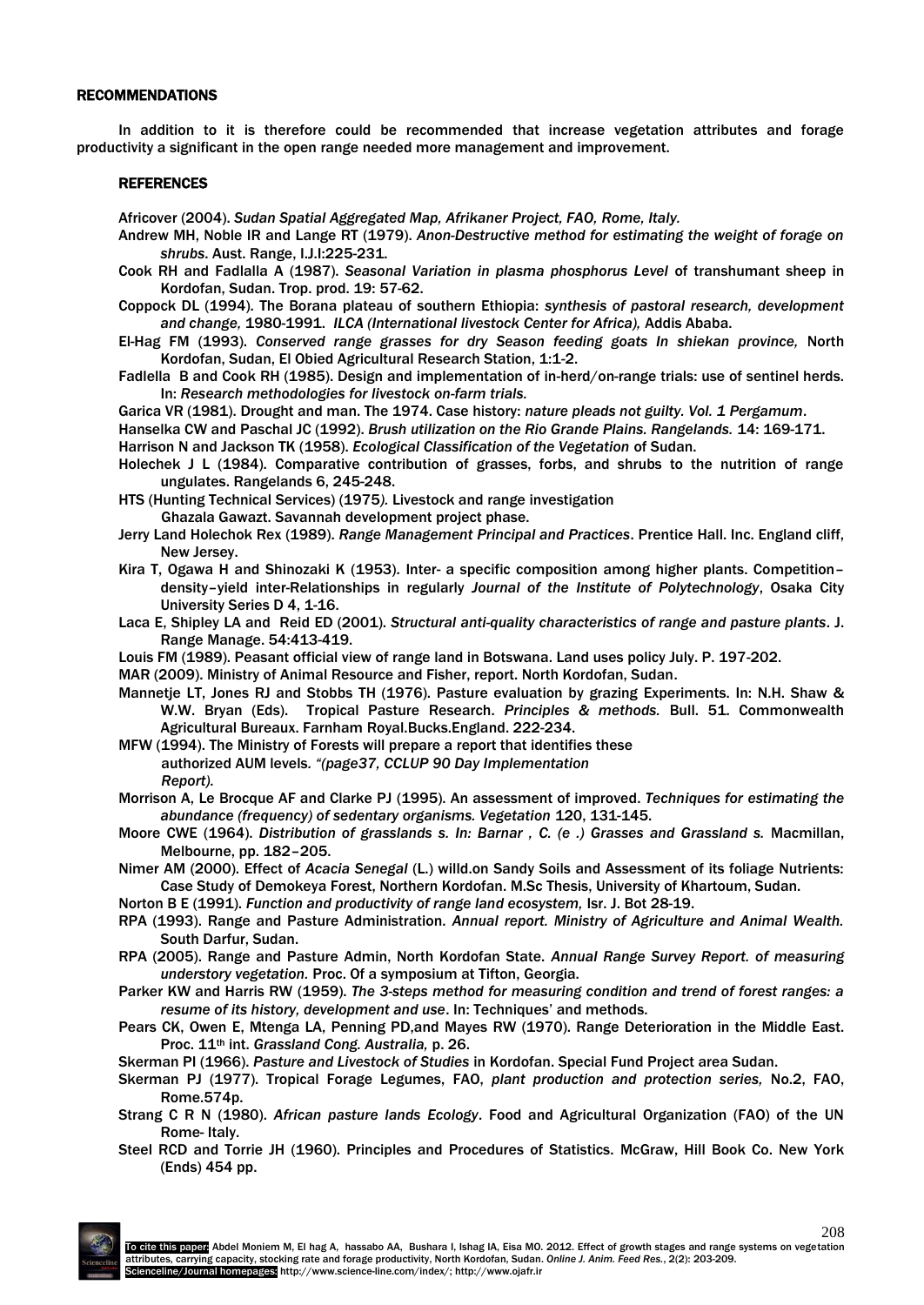## RECOMMENDATIONS

In addition to it is therefore could be recommended that increase vegetation attributes and forage productivity a significant in the open range needed more management and improvement.

## REFERENCES

Africover (2004). *Sudan Spatial Aggregated Map, Afrikaner Project, FAO, Rome, Italy.*

Andrew MH, Noble IR and Lange RT (1979). *Anon-Destructive method for estimating the weight of forage on shrubs*. Aust. Range, I.J.I:225-231.

Cook RH and Fadlalla A (1987). *Seasonal Variation in plasma phosphorus Level* of transhumant sheep in Kordofan, Sudan. Trop. prod. 19: 57-62.

Coppock DL (1994). The Borana plateau of southern Ethiopia: *synthesis of pastoral research, development and change,* 1980-1991. *ILCA (International livestock Center for Africa),* Addis Ababa.

El-Hag FM (1993). *Conserved range grasses for dry Season feeding goats In shiekan province,* North Kordofan, Sudan, El Obied Agricultural Research Station, 1:1-2.

Fadlella B and Cook RH (1985). Design and implementation of in-herd/on-range trials: use of sentinel herds. In: *Research methodologies for livestock on-farm trials.*

Garica VR (1981). Drought and man. The 1974. Case history: *nature pleads not guilty. Vol. 1 Pergamum*.

Hanselka CW and Paschal JC (1992). *Brush utilization on the Rio Grande Plains. Rangelands.* 14: 169-171.

Harrison N and Jackson TK (1958). *Ecological Classification of the Vegetation* of Sudan.

Holechek J L (1984). Comparative contribution of grasses, forbs, and shrubs to the nutrition of range ungulates. Rangelands 6, 245-248.

HTS (Hunting Technical Services) (1975*).* Livestock and range investigation Ghazala Gawazt. Savannah development project phase.

Jerry Land Holechok Rex (1989). *Range Management Principal and Practices*. Prentice Hall. Inc. England cliff, New Jersey.

Kira T, Ogawa H and Shinozaki K (1953). Inter- a specific composition among higher plants. Competition–density–yield inter-Relationships in regularly *Journal of the Institute of Polytechnology*, Osaka City University Series D 4, 1-16.

Laca E, Shipley LA and Reid ED (2001). *Structural anti-quality characteristics of range and pasture plants*. J. Range Manage. 54:413-419.

Louis FM (1989). Peasant official view of range land in Botswana. Land uses policy July. P. 197-202.

MAR (2009). Ministry of Animal Resource and Fisher, report. North Kordofan, Sudan.

Mannetje LT, Jones RJ and Stobbs TH (1976). Pasture evaluation by grazing Experiments. In: N.H. Shaw & W.W. Bryan (Eds). Tropical Pasture Research. *Principles & methods.* Bull. 51. Commonwealth Agricultural Bureaux. Farnham Royal.Bucks.England. 222-234.

MFW (1994). The Ministry of Forests will prepare a report that identifies these authorized AUM levels*. "(page37, CCLUP 90 Day Implementation Report).*

Morrison A, Le Brocque AF and Clarke PJ (1995). An assessment of improved. *Techniques for estimating the abundance (frequency) of sedentary organisms. Vegetation* 120, 131-145.

Moore CWE (1964). *Distribution of grasslands s. In: Barnar , C. (e .) Grasses and Grassland s.* Macmillan, Melbourne, pp. 182–205.

Nimer AM (2000). Effect of *Acacia Senegal* (L.) willd.on Sandy Soils and Assessment of its foliage Nutrients: Case Study of Demokeya Forest, Northern Kordofan. M.Sc Thesis, University of Khartoum, Sudan.

Norton B E (1991). *Function and productivity of range land ecosystem,* Isr. J. Bot 28-19.

RPA (1993). Range and Pasture Administration. *Annual report. Ministry of Agriculture and Animal Wealth.* South Darfur, Sudan.

RPA (2005). Range and Pasture Admin, North Kordofan State. *Annual Range Survey Report. of measuring understory vegetation.* Proc. Of a symposium at Tifton, Georgia.

Parker KW and Harris RW (1959). *The 3-steps method for measuring condition and trend of forest ranges: a resume of its history, development and use*. In: Techniques' and methods.

Pears CK, Owen E, Mtenga LA, Penning PD,and Mayes RW (1970). Range Deterioration in the Middle East. Proc. 11th int. *Grassland Cong. Australia,* p. 26.

Skerman PI (1966). *Pasture and Livestock of Studies* in Kordofan. Special Fund Project area Sudan.

Skerman PJ (1977). Tropical Forage Legumes, FAO, *plant production and protection series,* No.2, FAO, Rome.574p.

Strang C R N (1980). *African pasture lands Ecology*. Food and Agricultural Organization (FAO) of the UN Rome- Italy.

Steel RCD and Torrie JH (1960). Principles and Procedures of Statistics. McGraw, Hill Book Co. New York (Ends) 454 pp.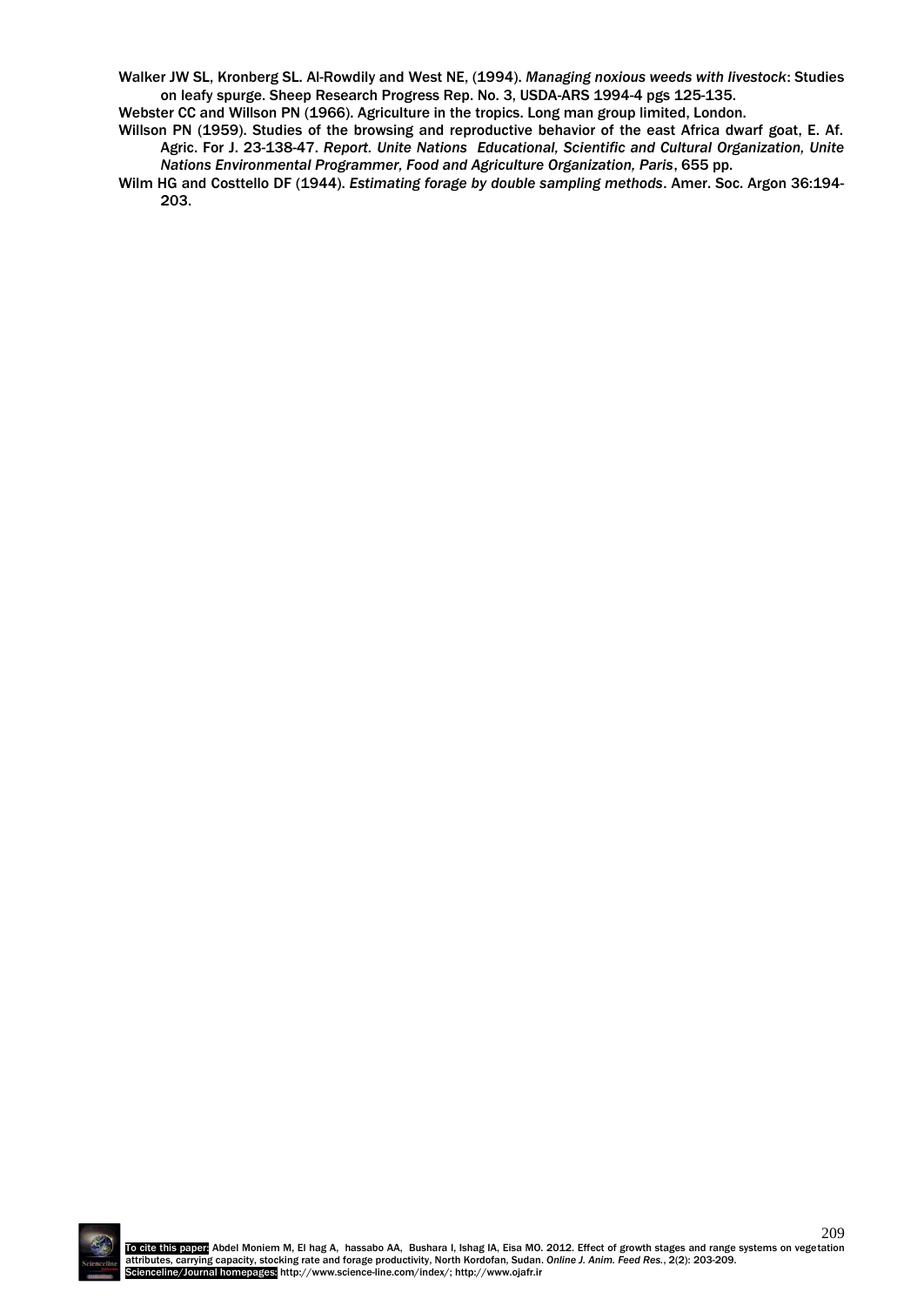Walker JW SL, Kronberg SL. Al-Rowdily and West NE, (1994). *Managing noxious weeds with livestock*: Studies on leafy spurge. Sheep Research Progress Rep. No. 3, USDA-ARS 1994-4 pgs 125-135.

Webster CC and Willson PN (1966). Agriculture in the tropics. Long man group limited, London.

Willson PN (1959). Studies of the browsing and reproductive behavior of the east Africa dwarf goat, E. Af. Agric. For J. 23-138-47. *Report. Unite Nations Educational, Scientific and Cultural Organization, Unite Nations Environmental Programmer, Food and Agriculture Organization, Paris*, 655 pp.

Wilm HG and Costtello DF (1944). *Estimating forage by double sampling methods*. Amer. Soc. Argon 36:194-203.